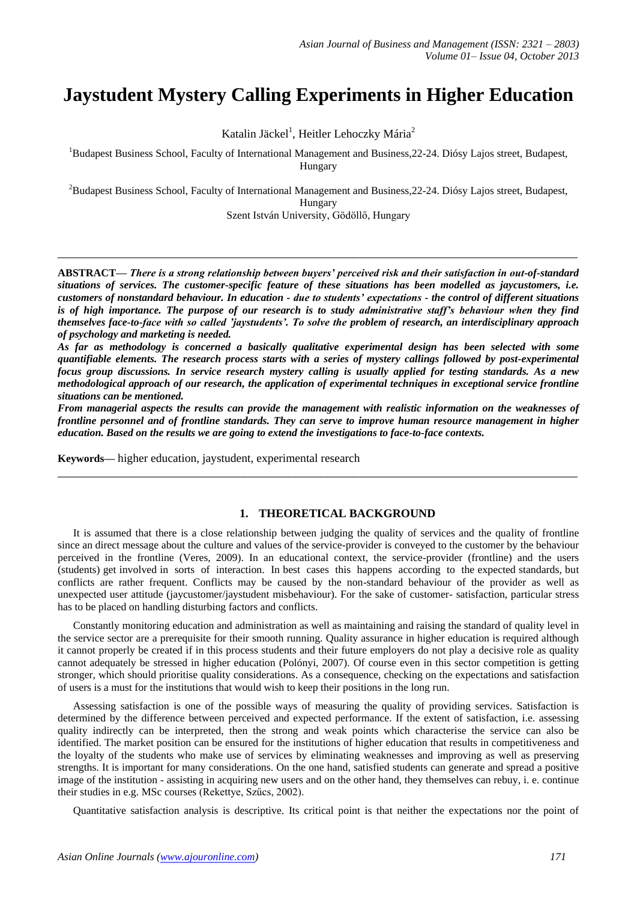# Jaystudent Mystery Calling Experiments in Higher Education

Katalin Jäckel[1], Heitler Lehoczky Mária[2]

[1]Budapest Business School, Faculty of International Management and Business,22-24. Diósy Lajos street, Budapest, Hungary

[2]Budapest Business School, Faculty of International Management and Business,22-24. Diósy Lajos street, Budapest, Hungary
Szent István University, Gödöllő, Hungary

---

**ABSTRACT—** ***There is a strong relationship between buyers' perceived risk and their satisfaction in out-of-standard situations of services. The customer-specific feature of these situations has been modelled as jaycustomers, i.e. customers of nonstandard behaviour. In education - due to students' expectations - the control of different situations is of high importance. The purpose of our research is to study administrative staff's behaviour when they find themselves face-to-face with so called 'jaystudents'. To solve the problem of research, an interdisciplinary approach of psychology and marketing is needed.***

***As far as methodology is concerned a basically qualitative experimental design has been selected with some quantifiable elements. The research process starts with a series of mystery callings followed by post-experimental focus group discussions. In service research mystery calling is usually applied for testing standards. As a new methodological approach of our research, the application of experimental techniques in exceptional service frontline situations can be mentioned.***

***From managerial aspects the results can provide the management with realistic information on the weaknesses of frontline personnel and of frontline standards. They can serve to improve human resource management in higher education. Based on the results we are going to extend the investigations to face-to-face contexts.***

**Keywords—** higher education, jaystudent, experimental research

---

## 1. THEORETICAL BACKGROUND

It is assumed that there is a close relationship between judging the quality of services and the quality of frontline since an direct message about the culture and values of the service-provider is conveyed to the customer by the behaviour perceived in the frontline (Veres, 2009). In an educational context, the service-provider (frontline) and the users (students) get involved in sorts of interaction. In best cases this happens according to the expected standards, but conflicts are rather frequent. Conflicts may be caused by the non-standard behaviour of the provider as well as unexpected user attitude (jaycustomer/jaystudent misbehaviour). For the sake of customer- satisfaction, particular stress has to be placed on handling disturbing factors and conflicts.

Constantly monitoring education and administration as well as maintaining and raising the standard of quality level in the service sector are a prerequisite for their smooth running. Quality assurance in higher education is required although it cannot properly be created if in this process students and their future employers do not play a decisive role as quality cannot adequately be stressed in higher education (Polónyi, 2007). Of course checking on in this sector competition is getting stronger, which should prioritise quality considerations. As a consequence, checking on the expectations and satisfaction of users is a must for the institutions that would wish to keep their positions in the long run.

Assessing satisfaction is one of the possible ways of measuring the quality of providing services. Satisfaction is determined by the difference between perceived and expected performance. If the extent of satisfaction, i.e. assessing quality indirectly can be interpreted, then the strong and weak points which characterise the service can also be identified. The market position can be ensured for the institutions of higher education that results in competitiveness and the loyalty of the students who make use of services by eliminating weaknesses and improving as well as preserving strengths. It is important for many considerations. On the one hand, satisfied students can generate and spread a positive image of the institution - assisting in acquiring new users and on the other hand, they themselves can rebuy, i. e. continue their studies in e.g. MSc courses (Rekettye, Szűcs, 2002).

Quantitative satisfaction analysis is descriptive. Its critical point is that neither the expectations nor the point of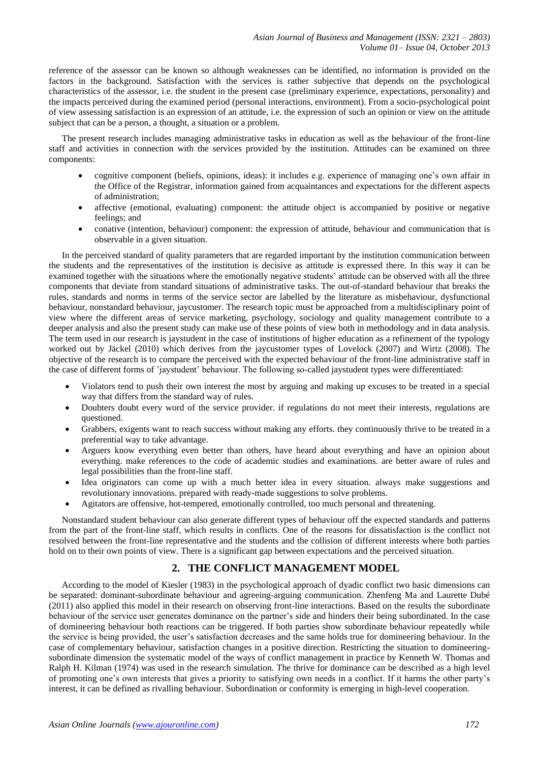reference of the assessor can be known so although weaknesses can be identified, no information is provided on the factors in the background. Satisfaction with the services is rather subjective that depends on the psychological characteristics of the assessor, i.e. the student in the present case (preliminary experience, expectations, personality) and the impacts perceived during the examined period (personal interactions, environment). From a socio-psychological point of view assessing satisfaction is an expression of an attitude, i.e. the expression of such an opinion or view on the attitude subject that can be a person, a thought, a situation or a problem.

The present research includes managing administrative tasks in education as well as the behaviour of the front-line staff and activities in connection with the services provided by the institution. Attitudes can be examined on three components:

- cognitive component (beliefs, opinions, ideas): it includes e.g. experience of managing one's own affair in the Office of the Registrar, information gained from acquaintances and expectations for the different aspects of administration;
- affective (emotional, evaluating) component: the attitude object is accompanied by positive or negative feelings; and
- conative (intention, behaviour) component: the expression of attitude, behaviour and communication that is observable in a given situation.

In the perceived standard of quality parameters that are regarded important by the institution communication between the students and the representatives of the institution is decisive as attitude is expressed there. In this way it can be examined together with the situations where the emotionally negative students' attitude can be observed with all the three components that deviate from standard situations of administrative tasks. The out-of-standard behaviour that breaks the rules, standards and norms in terms of the service sector are labelled by the literature as misbehaviour, dysfunctional behaviour, nonstandard behaviour, jaycustomer. The research topic must be approached from a multidisciplinary point of view where the different areas of service marketing, psychology, sociology and quality management contribute to a deeper analysis and also the present study can make use of these points of view both in methodology and in data analysis. The term used in our research is jaystudent in the case of institutions of higher education as a refinement of the typology worked out by Jäckel (2010) which derives from the jaycustomer types of Lovelock (2007) and Wirtz (2008). The objective of the research is to compare the perceived with the expected behaviour of the front-line administrative staff in the case of different forms of 'jaystudent' behaviour. The following so-called jaystudent types were differentiated:

- Violators tend to push their own interest the most by arguing and making up excuses to be treated in a special way that differs from the standard way of rules.
- Doubters doubt every word of the service provider. if regulations do not meet their interests, regulations are questioned.
- Grabbers, exigents want to reach success without making any efforts. they continuously thrive to be treated in a preferential way to take advantage.
- Arguers know everything even better than others, have heard about everything and have an opinion about everything. make references to the code of academic studies and examinations. are better aware of rules and legal possibilities than the front-line staff.
- Idea originators can come up with a much better idea in every situation. always make suggestions and revolutionary innovations. prepared with ready-made suggestions to solve problems.
- Agitators are offensive, hot-tempered, emotionally controlled, too much personal and threatening.

Nonstandard student behaviour can also generate different types of behaviour off the expected standards and patterns from the part of the front-line staff, which results in conflicts. One of the reasons for dissatisfaction is the conflict not resolved between the front-line representative and the students and the collision of different interests where both parties hold on to their own points of view. There is a significant gap between expectations and the perceived situation.

## 2. THE CONFLICT MANAGEMENT MODEL

According to the model of Kiesler (1983) in the psychological approach of dyadic conflict two basic dimensions can be separated: dominant-subordinate behaviour and agreeing-arguing communication. Zhenfeng Ma and Laurette Dubé (2011) also applied this model in their research on observing front-line interactions. Based on the results the subordinate behaviour of the service user generates dominance on the partner's side and hinders their being subordinated. In the case of domineering behaviour both reactions can be triggered. If both parties show subordinate behaviour repeatedly while the service is being provided, the user's satisfaction decreases and the same holds true for domineering behaviour. In the case of complementary behaviour, satisfaction changes in a positive direction. Restricting the situation to domineering-subordinate dimension the systematic model of the ways of conflict management in practice by Kenneth W. Thomas and Ralph H. Kilman (1974) was used in the research simulation. The thrive for dominance can be described as a high level of promoting one's own interests that gives a priority to satisfying own needs in a conflict. If it harms the other party's interest, it can be defined as rivalling behaviour. Subordination or conformity is emerging in high-level cooperation.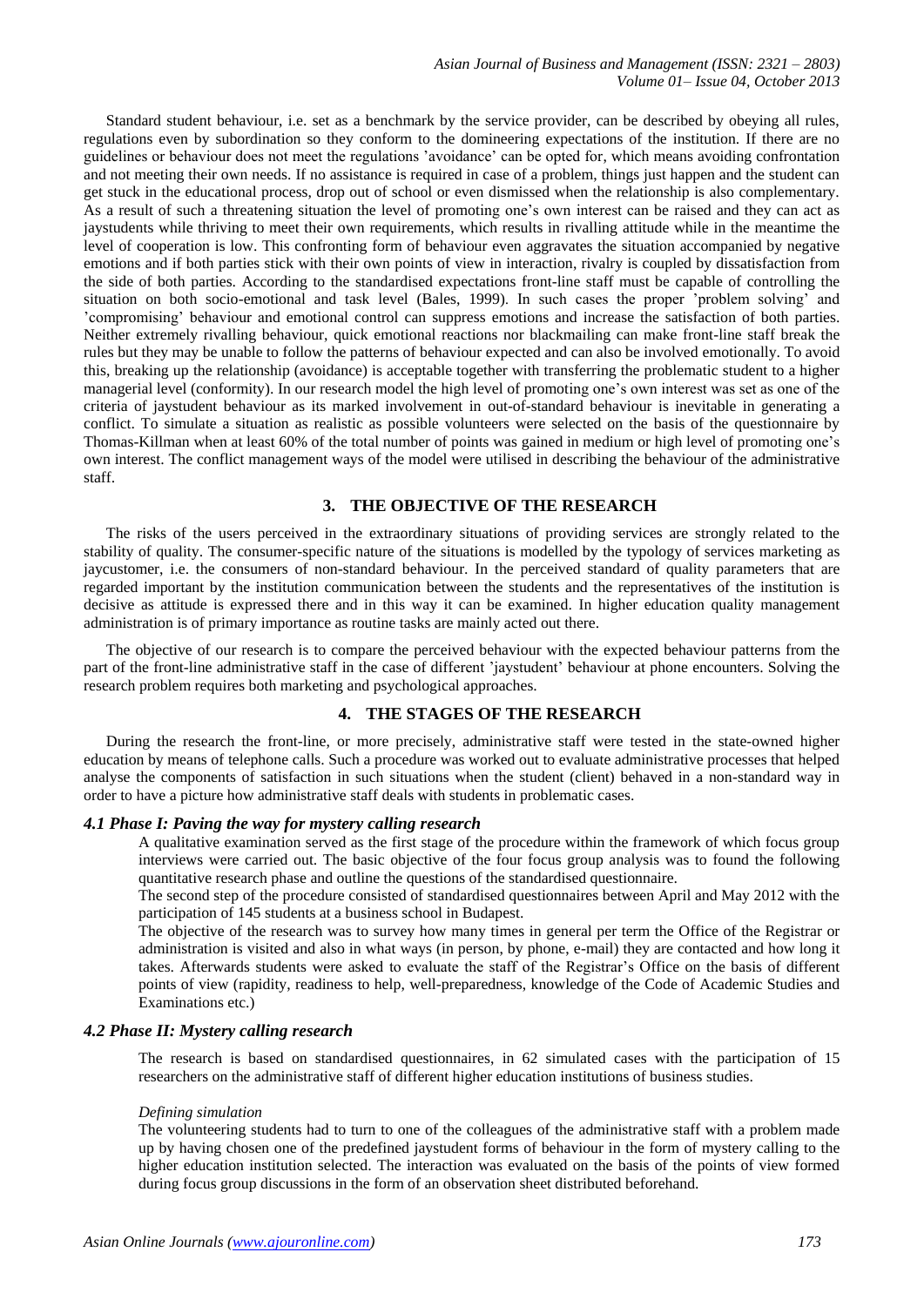Standard student behaviour, i.e. set as a benchmark by the service provider, can be described by obeying all rules, regulations even by subordination so they conform to the domineering expectations of the institution. If there are no guidelines or behaviour does not meet the regulations 'avoidance' can be opted for, which means avoiding confrontation and not meeting their own needs. If no assistance is required in case of a problem, things just happen and the student can get stuck in the educational process, drop out of school or even dismissed when the relationship is also complementary. As a result of such a threatening situation the level of promoting one's own interest can be raised and they can act as jaystudents while thriving to meet their own requirements, which results in rivalling attitude while in the meantime the level of cooperation is low. This confronting form of behaviour even aggravates the situation accompanied by negative emotions and if both parties stick with their own points of view in interaction, rivalry is coupled by dissatisfaction from the side of both parties. According to the standardised expectations front-line staff must be capable of controlling the situation on both socio-emotional and task level (Bales, 1999). In such cases the proper 'problem solving' and 'compromising' behaviour and emotional control can suppress emotions and increase the satisfaction of both parties. Neither extremely rivalling behaviour, quick emotional reactions nor blackmailing can make front-line staff break the rules but they may be unable to follow the patterns of behaviour expected and can also be involved emotionally. To avoid this, breaking up the relationship (avoidance) is acceptable together with transferring the problematic student to a higher managerial level (conformity). In our research model the high level of promoting one's own interest was set as one of the criteria of jaystudent behaviour as its marked involvement in out-of-standard behaviour is inevitable in generating a conflict. To simulate a situation as realistic as possible volunteers were selected on the basis of the questionnaire by Thomas-Killman when at least 60% of the total number of points was gained in medium or high level of promoting one's own interest. The conflict management ways of the model were utilised in describing the behaviour of the administrative staff.

## 3. THE OBJECTIVE OF THE RESEARCH

The risks of the users perceived in the extraordinary situations of providing services are strongly related to the stability of quality. The consumer-specific nature of the situations is modelled by the typology of services marketing as jaycustomer, i.e. the consumers of non-standard behaviour. In the perceived standard of quality parameters that are regarded important by the institution communication between the students and the representatives of the institution is decisive as attitude is expressed there and in this way it can be examined. In higher education quality management administration is of primary importance as routine tasks are mainly acted out there.

The objective of our research is to compare the perceived behaviour with the expected behaviour patterns from the part of the front-line administrative staff in the case of different 'jaystudent' behaviour at phone encounters. Solving the research problem requires both marketing and psychological approaches.

## 4. THE STAGES OF THE RESEARCH

During the research the front-line, or more precisely, administrative staff were tested in the state-owned higher education by means of telephone calls. Such a procedure was worked out to evaluate administrative processes that helped analyse the components of satisfaction in such situations when the student (client) behaved in a non-standard way in order to have a picture how administrative staff deals with students in problematic cases.

### *4.1 Phase I: Paving the way for mystery calling research*

A qualitative examination served as the first stage of the procedure within the framework of which focus group interviews were carried out. The basic objective of the four focus group analysis was to found the following quantitative research phase and outline the questions of the standardised questionnaire.

The second step of the procedure consisted of standardised questionnaires between April and May 2012 with the participation of 145 students at a business school in Budapest.

The objective of the research was to survey how many times in general per term the Office of the Registrar or administration is visited and also in what ways (in person, by phone, e-mail) they are contacted and how long it takes. Afterwards students were asked to evaluate the staff of the Registrar's Office on the basis of different points of view (rapidity, readiness to help, well-preparedness, knowledge of the Code of Academic Studies and Examinations etc.)

### *4.2 Phase II: Mystery calling research*

The research is based on standardised questionnaires, in 62 simulated cases with the participation of 15 researchers on the administrative staff of different higher education institutions of business studies.

*Defining simulation*

The volunteering students had to turn to one of the colleagues of the administrative staff with a problem made up by having chosen one of the predefined jaystudent forms of behaviour in the form of mystery calling to the higher education institution selected. The interaction was evaluated on the basis of the points of view formed during focus group discussions in the form of an observation sheet distributed beforehand.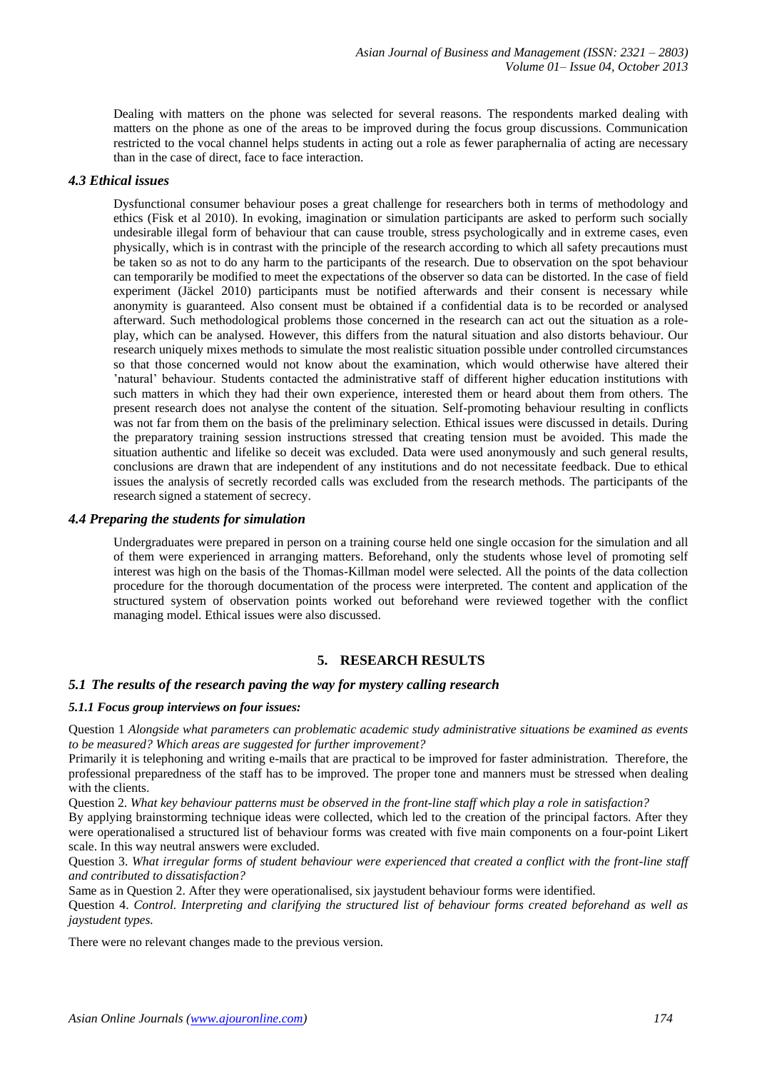Dealing with matters on the phone was selected for several reasons. The respondents marked dealing with matters on the phone as one of the areas to be improved during the focus group discussions. Communication restricted to the vocal channel helps students in acting out a role as fewer paraphernalia of acting are necessary than in the case of direct, face to face interaction.

### *4.3 Ethical issues*

Dysfunctional consumer behaviour poses a great challenge for researchers both in terms of methodology and ethics (Fisk et al 2010). In evoking, imagination or simulation participants are asked to perform such socially undesirable illegal form of behaviour that can cause trouble, stress psychologically and in extreme cases, even physically, which is in contrast with the principle of the research according to which all safety precautions must be taken so as not to do any harm to the participants of the research. Due to observation on the spot behaviour can temporarily be modified to meet the expectations of the observer so data can be distorted. In the case of field experiment (Jäckel 2010) participants must be notified afterwards and their consent is necessary while anonymity is guaranteed. Also consent must be obtained if a confidential data is to be recorded or analysed afterward. Such methodological problems those concerned in the research can act out the situation as a role-play, which can be analysed. However, this differs from the natural situation and also distorts behaviour. Our research uniquely mixes methods to simulate the most realistic situation possible under controlled circumstances so that those concerned would not know about the examination, which would otherwise have altered their 'natural' behaviour. Students contacted the administrative staff of different higher education institutions with such matters in which they had their own experience, interested them or heard about them from others. The present research does not analyse the content of the situation. Self-promoting behaviour resulting in conflicts was not far from them on the basis of the preliminary selection. Ethical issues were discussed in details. During the preparatory training session instructions stressed that creating tension must be avoided. This made the situation authentic and lifelike so deceit was excluded. Data were used anonymously and such general results, conclusions are drawn that are independent of any institutions and do not necessitate feedback. Due to ethical issues the analysis of secretly recorded calls was excluded from the research methods. The participants of the research signed a statement of secrecy.

### *4.4 Preparing the students for simulation*

Undergraduates were prepared in person on a training course held one single occasion for the simulation and all of them were experienced in arranging matters. Beforehand, only the students whose level of promoting self interest was high on the basis of the Thomas-Killman model were selected. All the points of the data collection procedure for the thorough documentation of the process were interpreted. The content and application of the structured system of observation points worked out beforehand were reviewed together with the conflict managing model. Ethical issues were also discussed.

## 5. RESEARCH RESULTS

### *5.1 The results of the research paving the way for mystery calling research*

#### *5.1.1 Focus group interviews on four issues:*

Question 1 *Alongside what parameters can problematic academic study administrative situations be examined as events to be measured? Which areas are suggested for further improvement?*

Primarily it is telephoning and writing e-mails that are practical to be improved for faster administration. Therefore, the professional preparedness of the staff has to be improved. The proper tone and manners must be stressed when dealing with the clients.

Question 2. *What key behaviour patterns must be observed in the front-line staff which play a role in satisfaction?*

By applying brainstorming technique ideas were collected, which led to the creation of the principal factors. After they were operationalised a structured list of behaviour forms was created with five main components on a four-point Likert scale. In this way neutral answers were excluded.

Question 3. *What irregular forms of student behaviour were experienced that created a conflict with the front-line staff and contributed to dissatisfaction?*

Same as in Question 2. After they were operationalised, six jaystudent behaviour forms were identified.

Question 4. *Control. Interpreting and clarifying the structured list of behaviour forms created beforehand as well as jaystudent types.*

There were no relevant changes made to the previous version.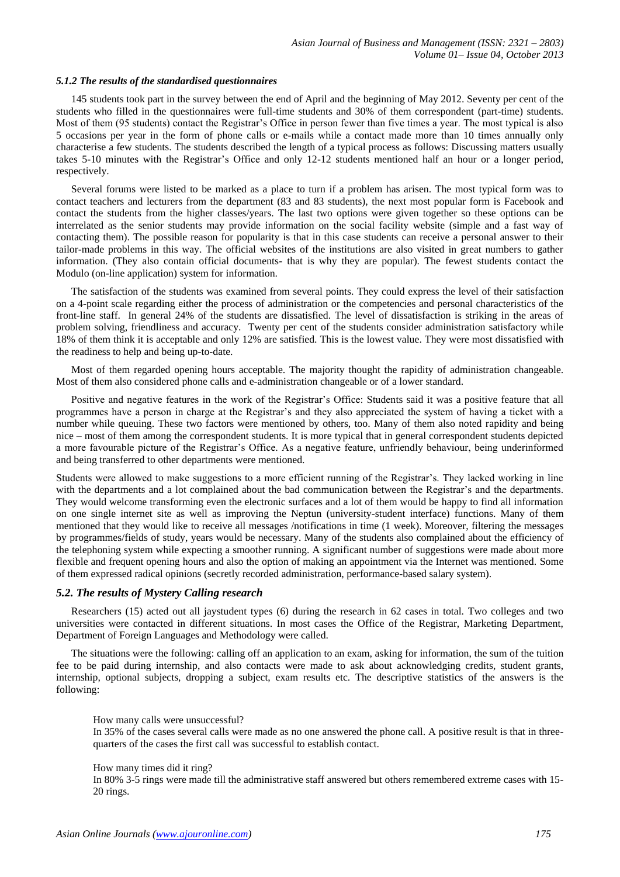### *5.1.2 The results of the standardised questionnaires*

145 students took part in the survey between the end of April and the beginning of May 2012. Seventy per cent of the students who filled in the questionnaires were full-time students and 30% of them correspondent (part-time) students. Most of them (95 students) contact the Registrar's Office in person fewer than five times a year. The most typical is also 5 occasions per year in the form of phone calls or e-mails while a contact made more than 10 times annually only characterise a few students. The students described the length of a typical process as follows: Discussing matters usually takes 5-10 minutes with the Registrar's Office and only 12-12 students mentioned half an hour or a longer period, respectively.

Several forums were listed to be marked as a place to turn if a problem has arisen. The most typical form was to contact teachers and lecturers from the department (83 and 83 students), the next most popular form is Facebook and contact the students from the higher classes/years. The last two options were given together so these options can be interrelated as the senior students may provide information on the social facility website (simple and a fast way of contacting them). The possible reason for popularity is that in this case students can receive a personal answer to their tailor-made problems in this way. The official websites of the institutions are also visited in great numbers to gather information. (They also contain official documents- that is why they are popular). The fewest students contact the Modulo (on-line application) system for information.

The satisfaction of the students was examined from several points. They could express the level of their satisfaction on a 4-point scale regarding either the process of administration or the competencies and personal characteristics of the front-line staff. In general 24% of the students are dissatisfied. The level of dissatisfaction is striking in the areas of problem solving, friendliness and accuracy. Twenty per cent of the students consider administration satisfactory while 18% of them think it is acceptable and only 12% are satisfied. This is the lowest value. They were most dissatisfied with the readiness to help and being up-to-date.

Most of them regarded opening hours acceptable. The majority thought the rapidity of administration changeable. Most of them also considered phone calls and e-administration changeable or of a lower standard.

Positive and negative features in the work of the Registrar's Office: Students said it was a positive feature that all programmes have a person in charge at the Registrar's and they also appreciated the system of having a ticket with a number while queuing. These two factors were mentioned by others, too. Many of them also noted rapidity and being nice – most of them among the correspondent students. It is more typical that in general correspondent students depicted a more favourable picture of the Registrar's Office. As a negative feature, unfriendly behaviour, being underinformed and being transferred to other departments were mentioned.

Students were allowed to make suggestions to a more efficient running of the Registrar's. They lacked working in line with the departments and a lot complained about the bad communication between the Registrar's and the departments. They would welcome transforming even the electronic surfaces and a lot of them would be happy to find all information on one single internet site as well as improving the Neptun (university-student interface) functions. Many of them mentioned that they would like to receive all messages /notifications in time (1 week). Moreover, filtering the messages by programmes/fields of study, years would be necessary. Many of the students also complained about the efficiency of the telephoning system while expecting a smoother running. A significant number of suggestions were made about more flexible and frequent opening hours and also the option of making an appointment via the Internet was mentioned. Some of them expressed radical opinions (secretly recorded administration, performance-based salary system).

## *5.2. The results of Mystery Calling research*

Researchers (15) acted out all jaystudent types (6) during the research in 62 cases in total. Two colleges and two universities were contacted in different situations. In most cases the Office of the Registrar, Marketing Department, Department of Foreign Languages and Methodology were called.

The situations were the following: calling off an application to an exam, asking for information, the sum of the tuition fee to be paid during internship, and also contacts were made to ask about acknowledging credits, student grants, internship, optional subjects, dropping a subject, exam results etc. The descriptive statistics of the answers is the following:

How many calls were unsuccessful?

In 35% of the cases several calls were made as no one answered the phone call. A positive result is that in three-quarters of the cases the first call was successful to establish contact.

How many times did it ring?

In 80% 3-5 rings were made till the administrative staff answered but others remembered extreme cases with 15-20 rings.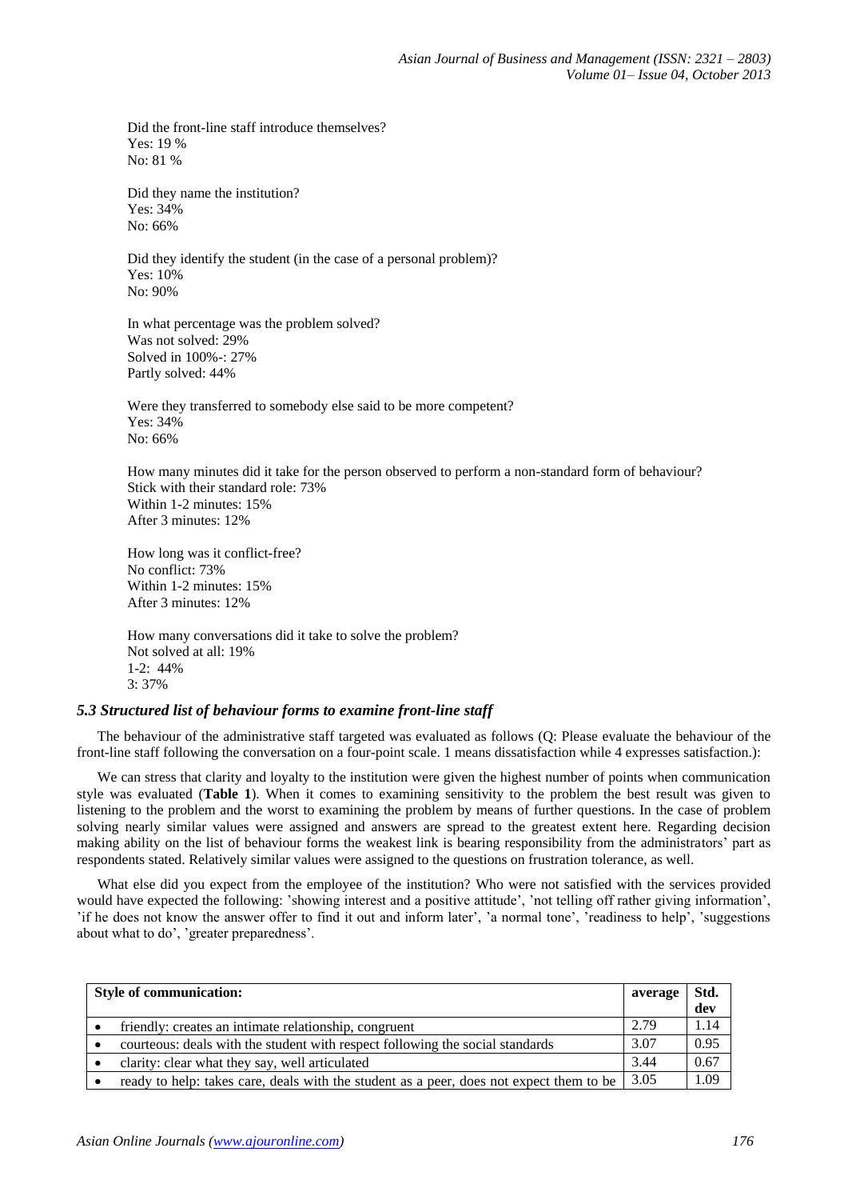Did the front-line staff introduce themselves?
Yes: 19 %
No: 81 %

Did they name the institution?
Yes: 34%
No: 66%

Did they identify the student (in the case of a personal problem)?
Yes: 10%
No: 90%

In what percentage was the problem solved?
Was not solved: 29%
Solved in 100%-: 27%
Partly solved: 44%

Were they transferred to somebody else said to be more competent?
Yes: 34%
No: 66%

How many minutes did it take for the person observed to perform a non-standard form of behaviour?
Stick with their standard role: 73%
Within 1-2 minutes: 15%
After 3 minutes: 12%

How long was it conflict-free?
No conflict: 73%
Within 1-2 minutes: 15%
After 3 minutes: 12%

How many conversations did it take to solve the problem?
Not solved at all: 19%
1-2: 44%
3: 37%

### *5.3 Structured list of behaviour forms to examine front-line staff*

The behaviour of the administrative staff targeted was evaluated as follows (Q: Please evaluate the behaviour of the front-line staff following the conversation on a four-point scale. 1 means dissatisfaction while 4 expresses satisfaction.):

We can stress that clarity and loyalty to the institution were given the highest number of points when communication style was evaluated (**Table 1**). When it comes to examining sensitivity to the problem the best result was given to listening to the problem and the worst to examining the problem by means of further questions. In the case of problem solving nearly similar values were assigned and answers are spread to the greatest extent here. Regarding decision making ability on the list of behaviour forms the weakest link is bearing responsibility from the administrators' part as respondents stated. Relatively similar values were assigned to the questions on frustration tolerance, as well.

What else did you expect from the employee of the institution? Who were not satisfied with the services provided would have expected the following: 'showing interest and a positive attitude', 'not telling off rather giving information', 'if he does not know the answer offer to find it out and inform later', 'a normal tone', 'readiness to help', 'suggestions about what to do', 'greater preparedness'.

| Style of communication: | average | Std. dev |
|---|---|---|
| • friendly: creates an intimate relationship, congruent | 2.79 | 1.14 |
| • courteous: deals with the student with respect following the social standards | 3.07 | 0.95 |
| • clarity: clear what they say, well articulated | 3.44 | 0.67 |
| • ready to help: takes care, deals with the student as a peer, does not expect them to be | 3.05 | 1.09 |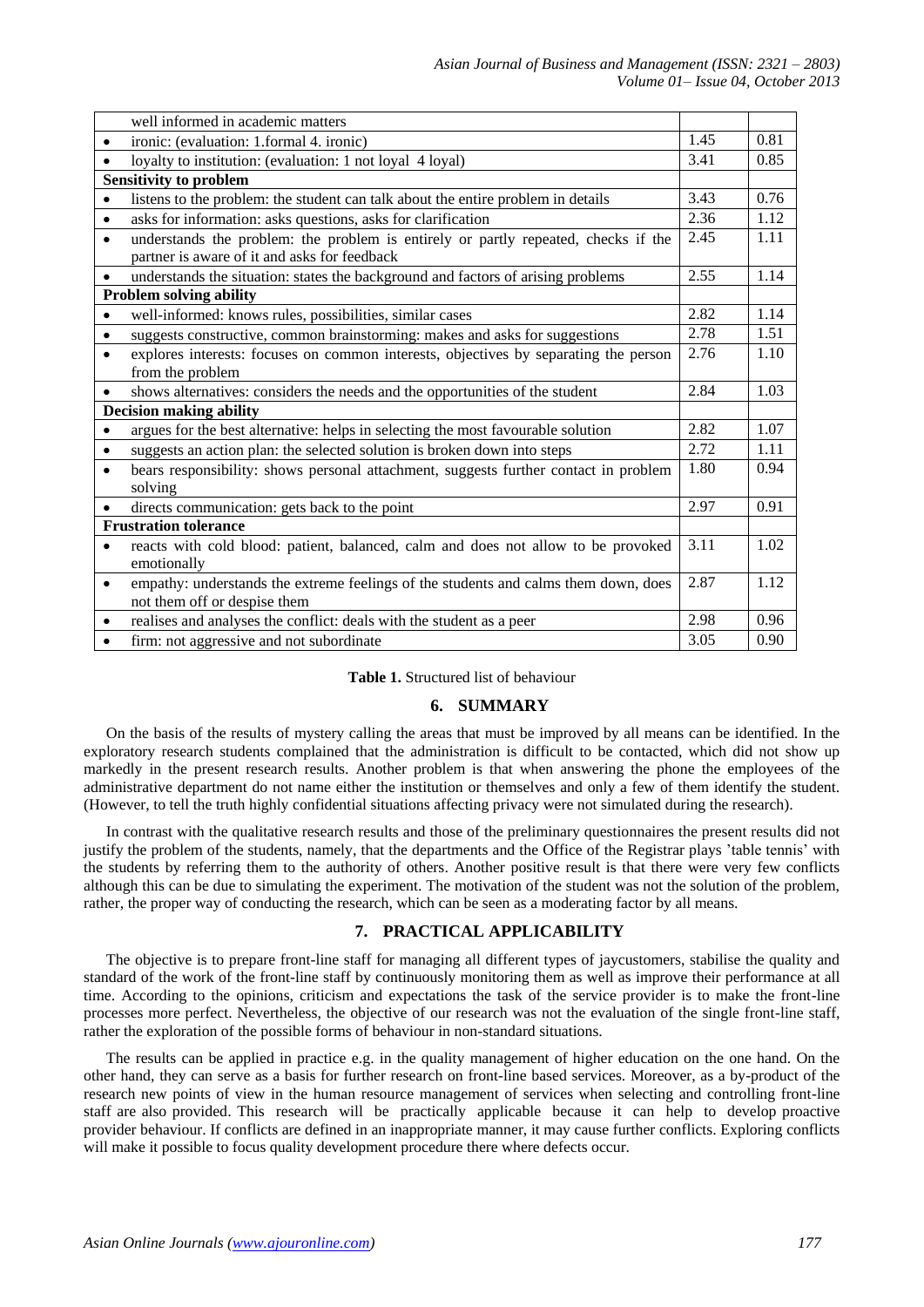| | | |
|---|---|---|
| well informed in academic matters | | |
| • ironic: (evaluation: 1.formal 4. ironic) | 1.45 | 0.81 |
| • loyalty to institution: (evaluation: 1 not loyal 4 loyal) | 3.41 | 0.85 |
| **Sensitivity to problem** | | |
| • listens to the problem: the student can talk about the entire problem in details | 3.43 | 0.76 |
| • asks for information: asks questions, asks for clarification | 2.36 | 1.12 |
| • understands the problem: the problem is entirely or partly repeated, checks if the partner is aware of it and asks for feedback | 2.45 | 1.11 |
| • understands the situation: states the background and factors of arising problems | 2.55 | 1.14 |
| **Problem solving ability** | | |
| • well-informed: knows rules, possibilities, similar cases | 2.82 | 1.14 |
| • suggests constructive, common brainstorming: makes and asks for suggestions | 2.78 | 1.51 |
| • explores interests: focuses on common interests, objectives by separating the person from the problem | 2.76 | 1.10 |
| • shows alternatives: considers the needs and the opportunities of the student | 2.84 | 1.03 |
| **Decision making ability** | | |
| • argues for the best alternative: helps in selecting the most favourable solution | 2.82 | 1.07 |
| • suggests an action plan: the selected solution is broken down into steps | 2.72 | 1.11 |
| • bears responsibility: shows personal attachment, suggests further contact in problem solving | 1.80 | 0.94 |
| • directs communication: gets back to the point | 2.97 | 0.91 |
| **Frustration tolerance** | | |
| • reacts with cold blood: patient, balanced, calm and does not allow to be provoked emotionally | 3.11 | 1.02 |
| • empathy: understands the extreme feelings of the students and calms them down, does not them off or despise them | 2.87 | 1.12 |
| • realises and analyses the conflict: deals with the student as a peer | 2.98 | 0.96 |
| • firm: not aggressive and not subordinate | 3.05 | 0.90 |

**Table 1.** Structured list of behaviour

## 6. SUMMARY

On the basis of the results of mystery calling the areas that must be improved by all means can be identified. In the exploratory research students complained that the administration is difficult to be contacted, which did not show up markedly in the present research results. Another problem is that when answering the phone the employees of the administrative department do not name either the institution or themselves and only a few of them identify the student. (However, to tell the truth highly confidential situations affecting privacy were not simulated during the research).

In contrast with the qualitative research results and those of the preliminary questionnaires the present results did not justify the problem of the students, namely, that the departments and the Office of the Registrar plays 'table tennis' with the students by referring them to the authority of others. Another positive result is that there were very few conflicts although this can be due to simulating the experiment. The motivation of the student was not the solution of the problem, rather, the proper way of conducting the research, which can be seen as a moderating factor by all means.

## 7. PRACTICAL APPLICABILITY

The objective is to prepare front-line staff for managing all different types of jaycustomers, stabilise the quality and standard of the work of the front-line staff by continuously monitoring them as well as improve their performance at all time. According to the opinions, criticism and expectations the task of the service provider is to make the front-line processes more perfect. Nevertheless, the objective of our research was not the evaluation of the single front-line staff, rather the exploration of the possible forms of behaviour in non-standard situations.

The results can be applied in practice e.g. in the quality management of higher education on the one hand. On the other hand, they can serve as a basis for further research on front-line based services. Moreover, as a by-product of the research new points of view in the human resource management of services when selecting and controlling front-line staff are also provided. This research will be practically applicable because it can help to develop proactive provider behaviour. If conflicts are defined in an inappropriate manner, it may cause further conflicts. Exploring conflicts will make it possible to focus quality development procedure there where defects occur.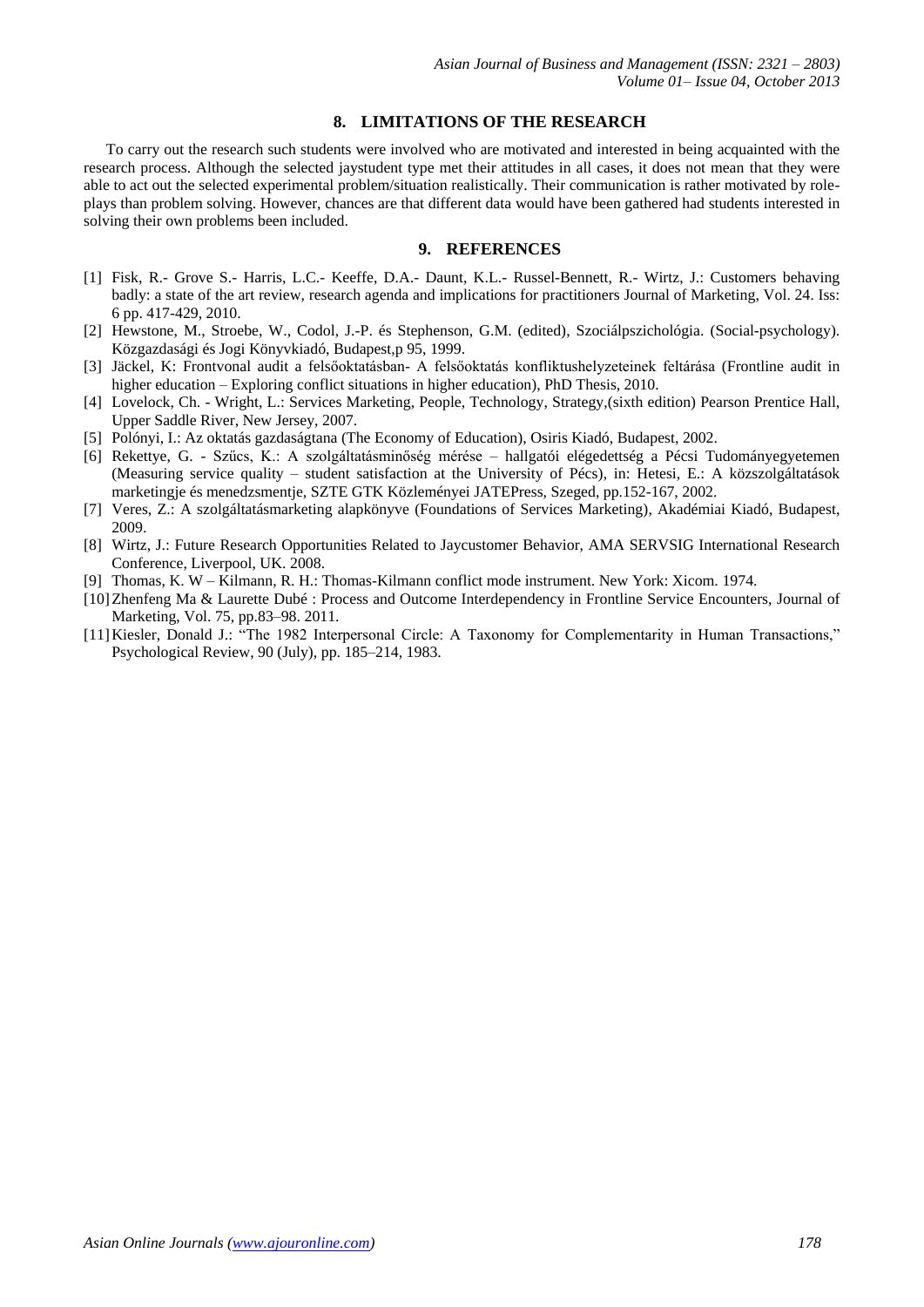## 8. LIMITATIONS OF THE RESEARCH

To carry out the research such students were involved who are motivated and interested in being acquainted with the research process. Although the selected jaystudent type met their attitudes in all cases, it does not mean that they were able to act out the selected experimental problem/situation realistically. Their communication is rather motivated by role-plays than problem solving. However, chances are that different data would have been gathered had students interested in solving their own problems been included.

## 9. REFERENCES

[1] Fisk, R.- Grove S.- Harris, L.C.- Keeffe, D.A.- Daunt, K.L.- Russel-Bennett, R.- Wirtz, J.: Customers behaving badly: a state of the art review, research agenda and implications for practitioners Journal of Marketing, Vol. 24. Iss: 6 pp. 417-429, 2010.

[2] Hewstone, M., Stroebe, W., Codol, J.-P. és Stephenson, G.M. (edited), Szociálpszichológia. (Social-psychology). Közgazdasági és Jogi Könyvkiadó, Budapest,p 95, 1999.

[3] Jäckel, K: Frontvonal audit a felsőoktatásban- A felsőoktatás konfliktushelyzeteinek feltárása (Frontline audit in higher education – Exploring conflict situations in higher education), PhD Thesis, 2010.

[4] Lovelock, Ch. - Wright, L.: Services Marketing, People, Technology, Strategy,(sixth edition) Pearson Prentice Hall, Upper Saddle River, New Jersey, 2007.

[5] Polónyi, I.: Az oktatás gazdaságtana (The Economy of Education), Osiris Kiadó, Budapest, 2002.

[6] Rekettye, G. - Szűcs, K.: A szolgáltatásminőség mérése – hallgatói elégedettség a Pécsi Tudományegyetemen (Measuring service quality – student satisfaction at the University of Pécs), in: Hetesi, E.: A közszolgáltatások marketingje és menedzsmentje, SZTE GTK Közleményei JATEPress, Szeged, pp.152-167, 2002.

[7] Veres, Z.: A szolgáltatásmarketing alapkönyve (Foundations of Services Marketing), Akadémiai Kiadó, Budapest, 2009.

[8] Wirtz, J.: Future Research Opportunities Related to Jaycustomer Behavior, AMA SERVSIG International Research Conference, Liverpool, UK. 2008.

[9] Thomas, K. W – Kilmann, R. H.: Thomas-Kilmann conflict mode instrument. New York: Xicom. 1974.

[10] Zhenfeng Ma & Laurette Dubé : Process and Outcome Interdependency in Frontline Service Encounters, Journal of Marketing, Vol. 75, pp.83–98. 2011.

[11] Kiesler, Donald J.: "The 1982 Interpersonal Circle: A Taxonomy for Complementarity in Human Transactions," Psychological Review, 90 (July), pp. 185–214, 1983.